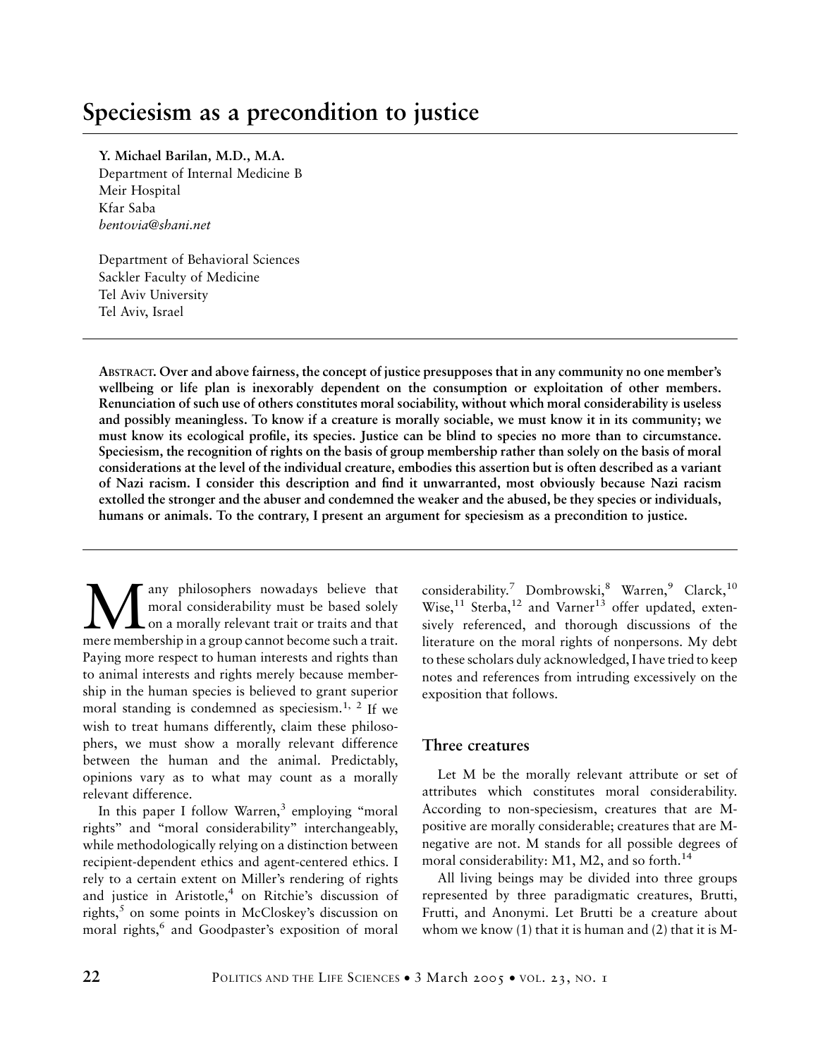# Speciesism as a precondition to justice

**Y. Michael Barilan, M.D., M.A.**
Department of Internal Medicine B
Meir Hospital
Kfar Saba
*bentovia@shani.net*

Department of Behavioral Sciences
Sackler Faculty of Medicine
Tel Aviv University
Tel Aviv, Israel

**ABSTRACT. Over and above fairness, the concept of justice presupposes that in any community no one member's wellbeing or life plan is inexorably dependent on the consumption or exploitation of other members. Renunciation of such use of others constitutes moral sociability, without which moral considerability is useless and possibly meaningless. To know if a creature is morally sociable, we must know it in its community; we must know its ecological profile, its species. Justice can be blind to species no more than to circumstance. Speciesism, the recognition of rights on the basis of group membership rather than solely on the basis of moral considerations at the level of the individual creature, embodies this assertion but is often described as a variant of Nazi racism. I consider this description and find it unwarranted, most obviously because Nazi racism extolled the stronger and the abuser and condemned the weaker and the abused, be they species or individuals, humans or animals. To the contrary, I present an argument for speciesism as a precondition to justice.**

Many philosophers nowadays believe that moral considerability must be based solely on a morally relevant trait or traits and that mere membership in a group cannot become such a trait. Paying more respect to human interests and rights than to animal interests and rights merely because membership in the human species is believed to grant superior moral standing is condemned as speciesism.[1, 2] If we wish to treat humans differently, claim these philosophers, we must show a morally relevant difference between the human and the animal. Predictably, opinions vary as to what may count as a morally relevant difference.

In this paper I follow Warren,[3] employing "moral rights" and "moral considerability" interchangeably, while methodologically relying on a distinction between recipient-dependent ethics and agent-centered ethics. I rely to a certain extent on Miller's rendering of rights and justice in Aristotle,[4] on Ritchie's discussion of rights,[5] on some points in McCloskey's discussion on moral rights,[6] and Goodpaster's exposition of moral considerability.[7] Dombrowski,[8] Warren,[9] Clarck,[10] Wise,[11] Sterba,[12] and Varner[13] offer updated, extensively referenced, and thorough discussions of the literature on the moral rights of nonpersons. My debt to these scholars duly acknowledged, I have tried to keep notes and references from intruding excessively on the exposition that follows.

## Three creatures

Let M be the morally relevant attribute or set of attributes which constitutes moral considerability. According to non-speciesism, creatures that are M-positive are morally considerable; creatures that are M-negative are not. M stands for all possible degrees of moral considerability: M1, M2, and so forth.[14]

All living beings may be divided into three groups represented by three paradigmatic creatures, Brutti, Frutti, and Anonymi. Let Brutti be a creature about whom we know (1) that it is human and (2) that it is M-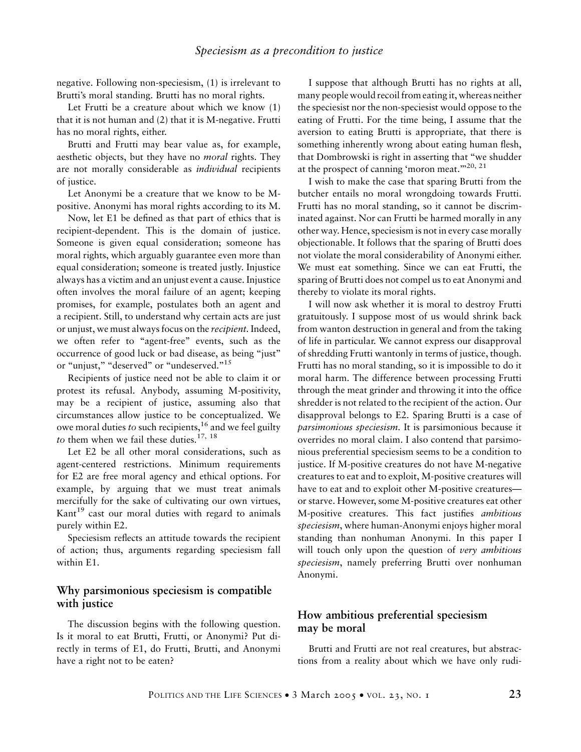negative. Following non-speciesism, (1) is irrelevant to Brutti's moral standing. Brutti has no moral rights.

Let Frutti be a creature about which we know (1) that it is not human and (2) that it is M-negative. Frutti has no moral rights, either.

Brutti and Frutti may bear value as, for example, aesthetic objects, but they have no *moral* rights. They are not morally considerable as *individual* recipients of justice.

Let Anonymi be a creature that we know to be M-positive. Anonymi has moral rights according to its M.

Now, let E1 be defined as that part of ethics that is recipient-dependent. This is the domain of justice. Someone is given equal consideration; someone has moral rights, which arguably guarantee even more than equal consideration; someone is treated justly. Injustice always has a victim and an unjust event a cause. Injustice often involves the moral failure of an agent; keeping promises, for example, postulates both an agent and a recipient. Still, to understand why certain acts are just or unjust, we must always focus on the *recipient*. Indeed, we often refer to "agent-free" events, such as the occurrence of good luck or bad disease, as being "just" or "unjust," "deserved" or "undeserved."[15]

Recipients of justice need not be able to claim it or protest its refusal. Anybody, assuming M-positivity, may be a recipient of justice, assuming also that circumstances allow justice to be conceptualized. We owe moral duties *to* such recipients,[16] and we feel guilty *to* them when we fail these duties.[17, 18]

Let E2 be all other moral considerations, such as agent-centered restrictions. Minimum requirements for E2 are free moral agency and ethical options. For example, by arguing that we must treat animals mercifully for the sake of cultivating our own virtues, Kant[19] cast our moral duties with regard to animals purely within E2.

Speciesism reflects an attitude towards the recipient of action; thus, arguments regarding speciesism fall within E1.

## Why parsimonious speciesism is compatible with justice

The discussion begins with the following question. Is it moral to eat Brutti, Frutti, or Anonymi? Put directly in terms of E1, do Frutti, Brutti, and Anonymi have a right not to be eaten?

I suppose that although Brutti has no rights at all, many people would recoil from eating it, whereas neither the speciesist nor the non-speciesist would oppose to the eating of Frutti. For the time being, I assume that the aversion to eating Brutti is appropriate, that there is something inherently wrong about eating human flesh, that Dombrowski is right in asserting that "we shudder at the prospect of canning 'moron meat.'"[20, 21]

I wish to make the case that sparing Brutti from the butcher entails no moral wrongdoing towards Frutti. Frutti has no moral standing, so it cannot be discriminated against. Nor can Frutti be harmed morally in any other way. Hence, speciesism is not in every case morally objectionable. It follows that the sparing of Brutti does not violate the moral considerability of Anonymi either. We must eat something. Since we can eat Frutti, the sparing of Brutti does not compel us to eat Anonymi and thereby to violate its moral rights.

I will now ask whether it is moral to destroy Frutti gratuitously. I suppose most of us would shrink back from wanton destruction in general and from the taking of life in particular. We cannot express our disapproval of shredding Frutti wantonly in terms of justice, though. Frutti has no moral standing, so it is impossible to do it moral harm. The difference between processing Frutti through the meat grinder and throwing it into the office shredder is not related to the recipient of the action. Our disapproval belongs to E2. Sparing Brutti is a case of *parsimonious speciesism*. It is parsimonious because it overrides no moral claim. I also contend that parsimonious preferential speciesism seems to be a condition to justice. If M-positive creatures do not have M-negative creatures to eat and to exploit, M-positive creatures will have to eat and to exploit other M-positive creatures—or starve. However, some M-positive creatures eat other M-positive creatures. This fact justifies *ambitious speciesism*, where human-Anonymi enjoys higher moral standing than nonhuman Anonymi. In this paper I will touch only upon the question of *very ambitious speciesism*, namely preferring Brutti over nonhuman Anonymi.

## How ambitious preferential speciesism may be moral

Brutti and Frutti are not real creatures, but abstractions from a reality about which we have only rudi-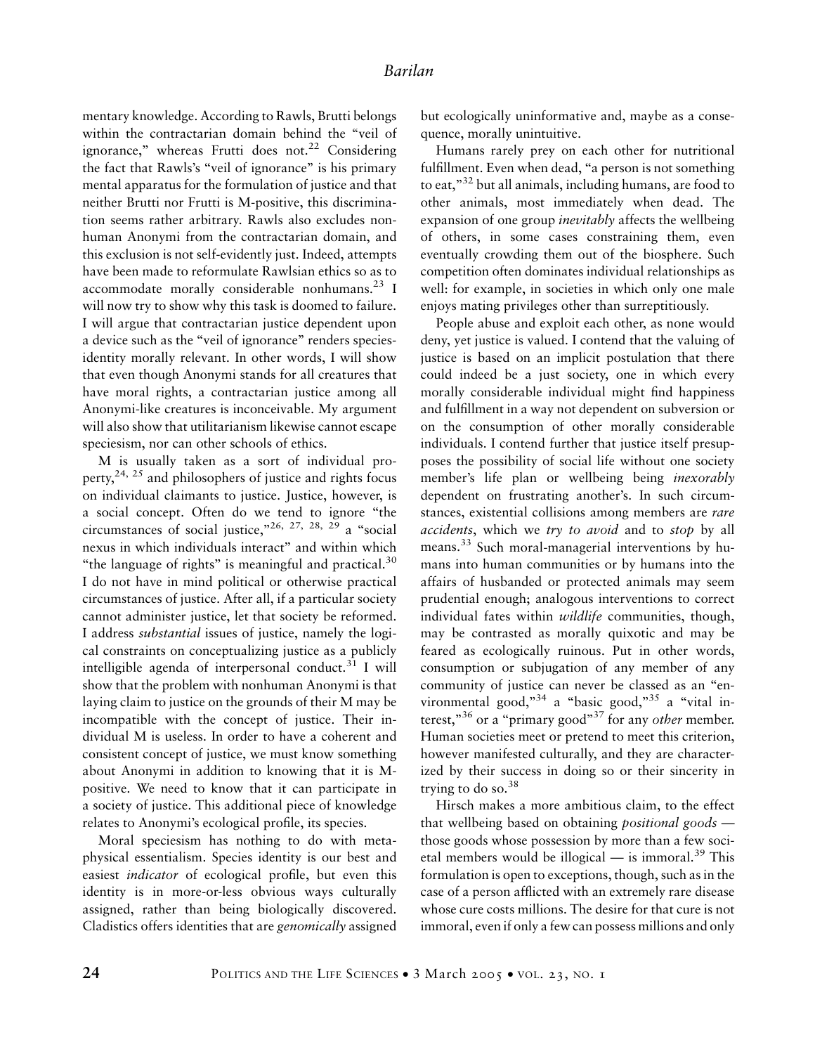mentary knowledge. According to Rawls, Brutti belongs within the contractarian domain behind the "veil of ignorance," whereas Frutti does not.[22] Considering the fact that Rawls's "veil of ignorance" is his primary mental apparatus for the formulation of justice and that neither Brutti nor Frutti is M-positive, this discrimination seems rather arbitrary. Rawls also excludes nonhuman Anonymi from the contractarian domain, and this exclusion is not self-evidently just. Indeed, attempts have been made to reformulate Rawlsian ethics so as to accommodate morally considerable nonhumans.[23] I will now try to show why this task is doomed to failure. I will argue that contractarian justice dependent upon a device such as the "veil of ignorance" renders species-identity morally relevant. In other words, I will show that even though Anonymi stands for all creatures that have moral rights, a contractarian justice among all Anonymi-like creatures is inconceivable. My argument will also show that utilitarianism likewise cannot escape speciesism, nor can other schools of ethics.

M is usually taken as a sort of individual property,[24, 25] and philosophers of justice and rights focus on individual claimants to justice. Justice, however, is a social concept. Often do we tend to ignore "the circumstances of social justice,"[26, 27, 28, 29] a "social nexus in which individuals interact" and within which "the language of rights" is meaningful and practical.[30] I do not have in mind political or otherwise practical circumstances of justice. After all, if a particular society cannot administer justice, let that society be reformed. I address *substantial* issues of justice, namely the logical constraints on conceptualizing justice as a publicly intelligible agenda of interpersonal conduct.[31] I will show that the problem with nonhuman Anonymi is that laying claim to justice on the grounds of their M may be incompatible with the concept of justice. Their individual M is useless. In order to have a coherent and consistent concept of justice, we must know something about Anonymi in addition to knowing that it is M-positive. We need to know that it can participate in a society of justice. This additional piece of knowledge relates to Anonymi's ecological profile, its species.

Moral speciesism has nothing to do with metaphysical essentialism. Species identity is our best and easiest *indicator* of ecological profile, but even this identity is in more-or-less obvious ways culturally assigned, rather than being biologically discovered. Cladistics offers identities that are *genomically* assigned but ecologically uninformative and, maybe as a consequence, morally unintuitive.

Humans rarely prey on each other for nutritional fulfillment. Even when dead, "a person is not something to eat,"[32] but all animals, including humans, are food to other animals, most immediately when dead. The expansion of one group *inevitably* affects the wellbeing of others, in some cases constraining them, even eventually crowding them out of the biosphere. Such competition often dominates individual relationships as well: for example, in societies in which only one male enjoys mating privileges other than surreptitiously.

People abuse and exploit each other, as none would deny, yet justice is valued. I contend that the valuing of justice is based on an implicit postulation that there could indeed be a just society, one in which every morally considerable individual might find happiness and fulfillment in a way not dependent on subversion or on the consumption of other morally considerable individuals. I contend further that justice itself presupposes the possibility of social life without one society member's life plan or wellbeing being *inexorably* dependent on frustrating another's. In such circumstances, existential collisions among members are *rare accidents*, which we *try to avoid* and to *stop* by all means.[33] Such moral-managerial interventions by humans into human communities or by humans into the affairs of husbanded or protected animals may seem prudential enough; analogous interventions to correct individual fates within *wildlife* communities, though, may be contrasted as morally quixotic and may be feared as ecologically ruinous. Put in other words, consumption or subjugation of any member of any community of justice can never be classed as an "environmental good,"[34] a "basic good,"[35] a "vital interest,"[36] or a "primary good"[37] for any *other* member. Human societies meet or pretend to meet this criterion, however manifested culturally, and they are characterized by their success in doing so or their sincerity in trying to do so.[38]

Hirsch makes a more ambitious claim, to the effect that wellbeing based on obtaining *positional goods* — those goods whose possession by more than a few societal members would be illogical — is immoral.[39] This formulation is open to exceptions, though, such as in the case of a person afflicted with an extremely rare disease whose cure costs millions. The desire for that cure is not immoral, even if only a few can possess millions and only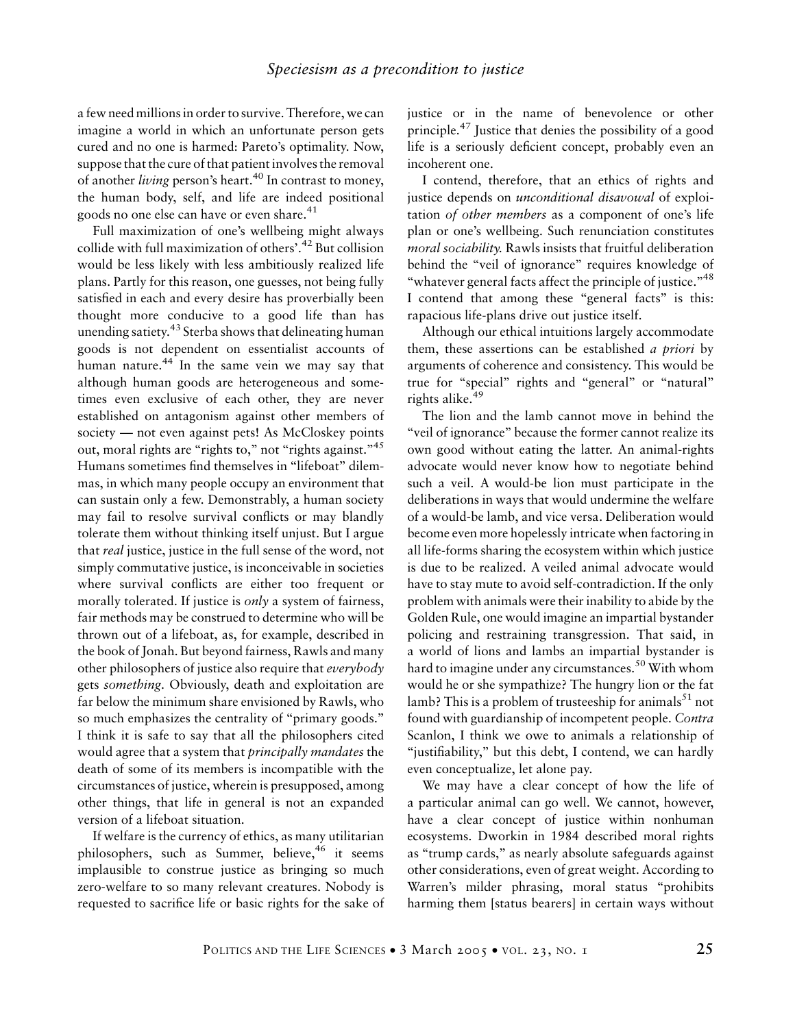a few need millions in order to survive. Therefore, we can imagine a world in which an unfortunate person gets cured and no one is harmed: Pareto's optimality. Now, suppose that the cure of that patient involves the removal of another *living* person's heart.[40] In contrast to money, the human body, self, and life are indeed positional goods no one else can have or even share.[41]

Full maximization of one's wellbeing might always collide with full maximization of others'.[42] But collision would be less likely with less ambitiously realized life plans. Partly for this reason, one guesses, not being fully satisfied in each and every desire has proverbially been thought more conducive to a good life than has unending satiety.[43] Sterba shows that delineating human goods is not dependent on essentialist accounts of human nature.[44] In the same vein we may say that although human goods are heterogeneous and sometimes even exclusive of each other, they are never established on antagonism against other members of society — not even against pets! As McCloskey points out, moral rights are "rights to," not "rights against."[45] Humans sometimes find themselves in "lifeboat" dilemmas, in which many people occupy an environment that can sustain only a few. Demonstrably, a human society may fail to resolve survival conflicts or may blandly tolerate them without thinking itself unjust. But I argue that *real* justice, justice in the full sense of the word, not simply commutative justice, is inconceivable in societies where survival conflicts are either too frequent or morally tolerated. If justice is *only* a system of fairness, fair methods may be construed to determine who will be thrown out of a lifeboat, as, for example, described in the book of Jonah. But beyond fairness, Rawls and many other philosophers of justice also require that *everybody* gets *something*. Obviously, death and exploitation are far below the minimum share envisioned by Rawls, who so much emphasizes the centrality of "primary goods." I think it is safe to say that all the philosophers cited would agree that a system that *principally mandates* the death of some of its members is incompatible with the circumstances of justice, wherein is presupposed, among other things, that life in general is not an expanded version of a lifeboat situation.

If welfare is the currency of ethics, as many utilitarian philosophers, such as Summer, believe,[46] it seems implausible to construe justice as bringing so much zero-welfare to so many relevant creatures. Nobody is requested to sacrifice life or basic rights for the sake of justice or in the name of benevolence or other principle.[47] Justice that denies the possibility of a good life is a seriously deficient concept, probably even an incoherent one.

I contend, therefore, that an ethics of rights and justice depends on *unconditional disavowal* of exploitation *of other members* as a component of one's life plan or one's wellbeing. Such renunciation constitutes *moral sociability.* Rawls insists that fruitful deliberation behind the "veil of ignorance" requires knowledge of "whatever general facts affect the principle of justice."[48] I contend that among these "general facts" is this: rapacious life-plans drive out justice itself.

Although our ethical intuitions largely accommodate them, these assertions can be established *a priori* by arguments of coherence and consistency. This would be true for "special" rights and "general" or "natural" rights alike.[49]

The lion and the lamb cannot move in behind the "veil of ignorance" because the former cannot realize its own good without eating the latter. An animal-rights advocate would never know how to negotiate behind such a veil. A would-be lion must participate in the deliberations in ways that would undermine the welfare of a would-be lamb, and vice versa. Deliberation would become even more hopelessly intricate when factoring in all life-forms sharing the ecosystem within which justice is due to be realized. A veiled animal advocate would have to stay mute to avoid self-contradiction. If the only problem with animals were their inability to abide by the Golden Rule, one would imagine an impartial bystander policing and restraining transgression. That said, in a world of lions and lambs an impartial bystander is hard to imagine under any circumstances.[50] With whom would he or she sympathize? The hungry lion or the fat lamb? This is a problem of trusteeship for animals[51] not found with guardianship of incompetent people. *Contra* Scanlon, I think we owe to animals a relationship of "justifiability," but this debt, I contend, we can hardly even conceptualize, let alone pay.

We may have a clear concept of how the life of a particular animal can go well. We cannot, however, have a clear concept of justice within nonhuman ecosystems. Dworkin in 1984 described moral rights as "trump cards," as nearly absolute safeguards against other considerations, even of great weight. According to Warren's milder phrasing, moral status "prohibits harming them [status bearers] in certain ways without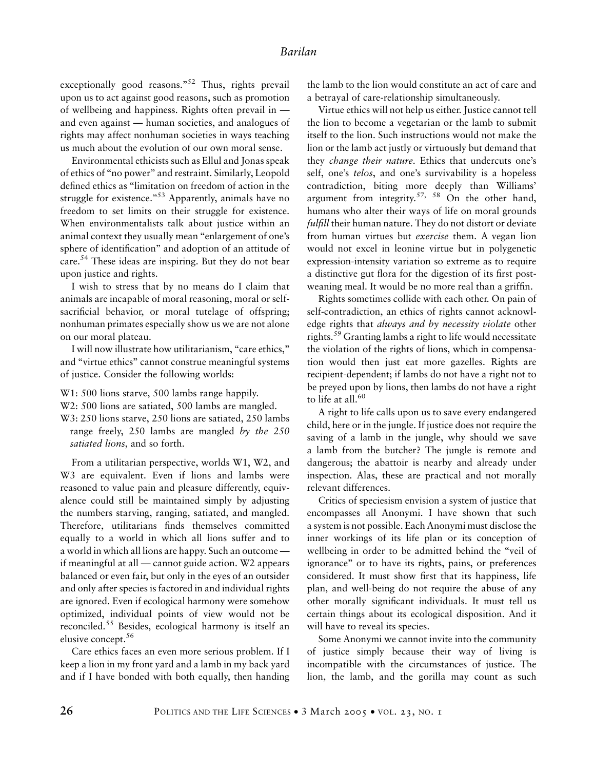exceptionally good reasons."[52] Thus, rights prevail upon us to act against good reasons, such as promotion of wellbeing and happiness. Rights often prevail in — and even against — human societies, and analogues of rights may affect nonhuman societies in ways teaching us much about the evolution of our own moral sense.

Environmental ethicists such as Ellul and Jonas speak of ethics of "no power" and restraint. Similarly, Leopold defined ethics as "limitation on freedom of action in the struggle for existence."[53] Apparently, animals have no freedom to set limits on their struggle for existence. When environmentalists talk about justice within an animal context they usually mean "enlargement of one's sphere of identification" and adoption of an attitude of care.[54] These ideas are inspiring. But they do not bear upon justice and rights.

I wish to stress that by no means do I claim that animals are incapable of moral reasoning, moral or self-sacrificial behavior, or moral tutelage of offspring; nonhuman primates especially show us we are not alone on our moral plateau.

I will now illustrate how utilitarianism, "care ethics," and "virtue ethics" cannot construe meaningful systems of justice. Consider the following worlds:

W1: 500 lions starve, 500 lambs range happily.
W2: 500 lions are satiated, 500 lambs are mangled.
W3: 250 lions starve, 250 lions are satiated, 250 lambs range freely, 250 lambs are mangled *by the 250 satiated lions*, and so forth.

From a utilitarian perspective, worlds W1, W2, and W3 are equivalent. Even if lions and lambs were reasoned to value pain and pleasure differently, equivalence could still be maintained simply by adjusting the numbers starving, ranging, satiated, and mangled. Therefore, utilitarians finds themselves committed equally to a world in which all lions suffer and to a world in which all lions are happy. Such an outcome — if meaningful at all — cannot guide action. W2 appears balanced or even fair, but only in the eyes of an outsider and only after species is factored in and individual rights are ignored. Even if ecological harmony were somehow optimized, individual points of view would not be reconciled.[55] Besides, ecological harmony is itself an elusive concept.[56]

Care ethics faces an even more serious problem. If I keep a lion in my front yard and a lamb in my back yard and if I have bonded with both equally, then handing the lamb to the lion would constitute an act of care and a betrayal of care-relationship simultaneously.

Virtue ethics will not help us either. Justice cannot tell the lion to become a vegetarian or the lamb to submit itself to the lion. Such instructions would not make the lion or the lamb act justly or virtuously but demand that they *change their nature*. Ethics that undercuts one's self, one's *telos*, and one's survivability is a hopeless contradiction, biting more deeply than Williams' argument from integrity.[57, 58] On the other hand, humans who alter their ways of life on moral grounds *fulfill* their human nature. They do not distort or deviate from human virtues but *exercise* them. A vegan lion would not excel in leonine virtue but in polygenetic expression-intensity variation so extreme as to require a distinctive gut flora for the digestion of its first post-weaning meal. It would be no more real than a griffin.

Rights sometimes collide with each other. On pain of self-contradiction, an ethics of rights cannot acknowledge rights that *always and by necessity violate* other rights.[59] Granting lambs a right to life would necessitate the violation of the rights of lions, which in compensation would then just eat more gazelles. Rights are recipient-dependent; if lambs do not have a right not to be preyed upon by lions, then lambs do not have a right to life at all.[60]

A right to life calls upon us to save every endangered child, here or in the jungle. If justice does not require the saving of a lamb in the jungle, why should we save a lamb from the butcher? The jungle is remote and dangerous; the abattoir is nearby and already under inspection. Alas, these are practical and not morally relevant differences.

Critics of speciesism envision a system of justice that encompasses all Anonymi. I have shown that such a system is not possible. Each Anonymi must disclose the inner workings of its life plan or its conception of wellbeing in order to be admitted behind the "veil of ignorance" or to have its rights, pains, or preferences considered. It must show first that its happiness, life plan, and well-being do not require the abuse of any other morally significant individuals. It must tell us certain things about its ecological disposition. And it will have to reveal its species.

Some Anonymi we cannot invite into the community of justice simply because their way of living is incompatible with the circumstances of justice. The lion, the lamb, and the gorilla may count as such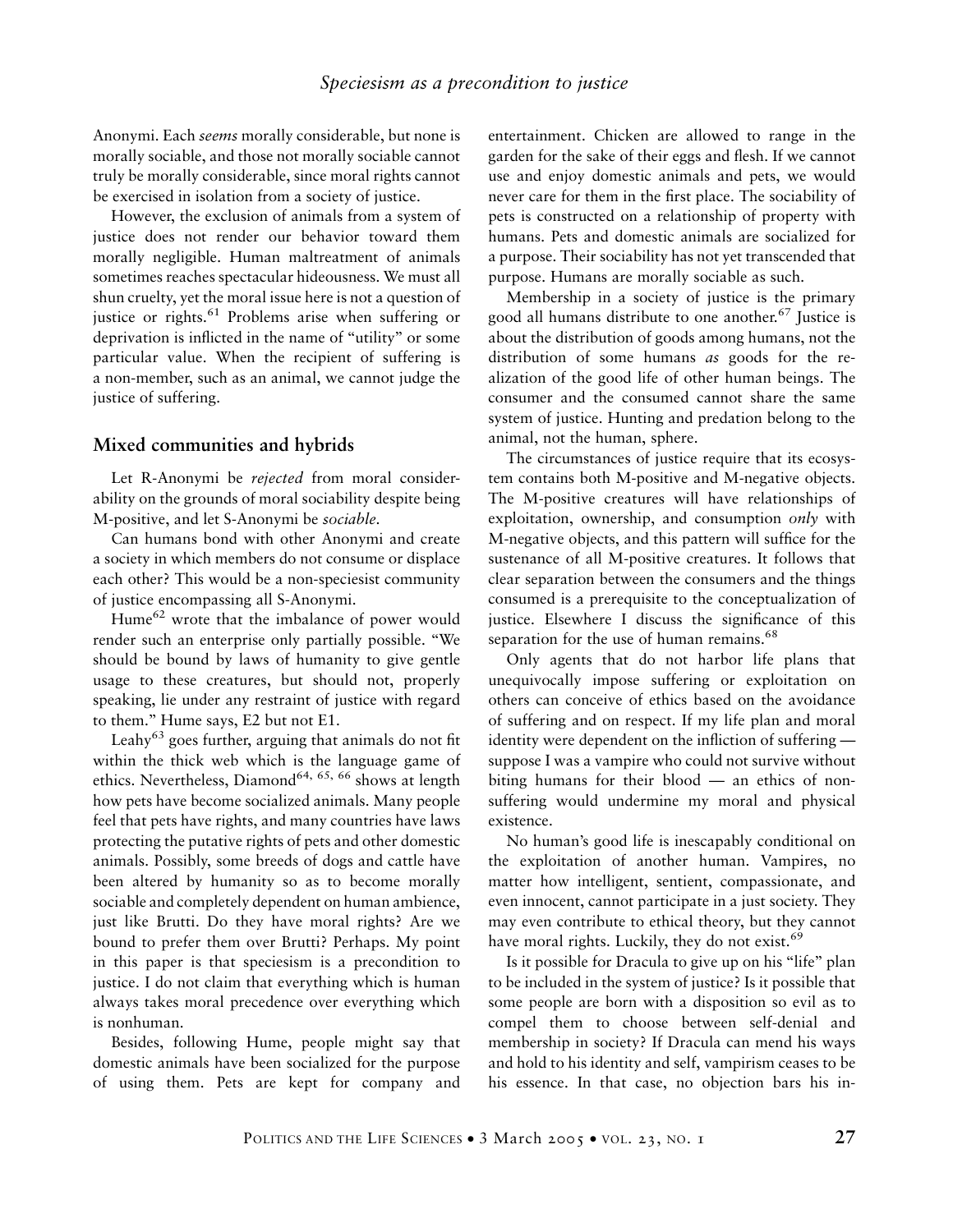Anonymi. Each *seems* morally considerable, but none is morally sociable, and those not morally sociable cannot truly be morally considerable, since moral rights cannot be exercised in isolation from a society of justice.

However, the exclusion of animals from a system of justice does not render our behavior toward them morally negligible. Human maltreatment of animals sometimes reaches spectacular hideousness. We must all shun cruelty, yet the moral issue here is not a question of justice or rights.[61] Problems arise when suffering or deprivation is inflicted in the name of "utility" or some particular value. When the recipient of suffering is a non-member, such as an animal, we cannot judge the justice of suffering.

## Mixed communities and hybrids

Let R-Anonymi be *rejected* from moral considerability on the grounds of moral sociability despite being M-positive, and let S-Anonymi be *sociable*.

Can humans bond with other Anonymi and create a society in which members do not consume or displace each other? This would be a non-speciesist community of justice encompassing all S-Anonymi.

Hume[62] wrote that the imbalance of power would render such an enterprise only partially possible. "We should be bound by laws of humanity to give gentle usage to these creatures, but should not, properly speaking, lie under any restraint of justice with regard to them." Hume says, E2 but not E1.

Leahy[63] goes further, arguing that animals do not fit within the thick web which is the language game of ethics. Nevertheless, Diamond[64, 65, 66] shows at length how pets have become socialized animals. Many people feel that pets have rights, and many countries have laws protecting the putative rights of pets and other domestic animals. Possibly, some breeds of dogs and cattle have been altered by humanity so as to become morally sociable and completely dependent on human ambience, just like Brutti. Do they have moral rights? Are we bound to prefer them over Brutti? Perhaps. My point in this paper is that speciesism is a precondition to justice. I do not claim that everything which is human always takes moral precedence over everything which is nonhuman.

Besides, following Hume, people might say that domestic animals have been socialized for the purpose of using them. Pets are kept for company and entertainment. Chicken are allowed to range in the garden for the sake of their eggs and flesh. If we cannot use and enjoy domestic animals and pets, we would never care for them in the first place. The sociability of pets is constructed on a relationship of property with humans. Pets and domestic animals are socialized for a purpose. Their sociability has not yet transcended that purpose. Humans are morally sociable as such.

Membership in a society of justice is the primary good all humans distribute to one another.[67] Justice is about the distribution of goods among humans, not the distribution of some humans *as* goods for the realization of the good life of other human beings. The consumer and the consumed cannot share the same system of justice. Hunting and predation belong to the animal, not the human, sphere.

The circumstances of justice require that its ecosystem contains both M-positive and M-negative objects. The M-positive creatures will have relationships of exploitation, ownership, and consumption *only* with M-negative objects, and this pattern will suffice for the sustenance of all M-positive creatures. It follows that clear separation between the consumers and the things consumed is a prerequisite to the conceptualization of justice. Elsewhere I discuss the significance of this separation for the use of human remains.[68]

Only agents that do not harbor life plans that unequivocally impose suffering or exploitation on others can conceive of ethics based on the avoidance of suffering and on respect. If my life plan and moral identity were dependent on the infliction of suffering — suppose I was a vampire who could not survive without biting humans for their blood — an ethics of non-suffering would undermine my moral and physical existence.

No human's good life is inescapably conditional on the exploitation of another human. Vampires, no matter how intelligent, sentient, compassionate, and even innocent, cannot participate in a just society. They may even contribute to ethical theory, but they cannot have moral rights. Luckily, they do not exist.[69]

Is it possible for Dracula to give up on his "life" plan to be included in the system of justice? Is it possible that some people are born with a disposition so evil as to compel them to choose between self-denial and membership in society? If Dracula can mend his ways and hold to his identity and self, vampirism ceases to be his essence. In that case, no objection bars his in-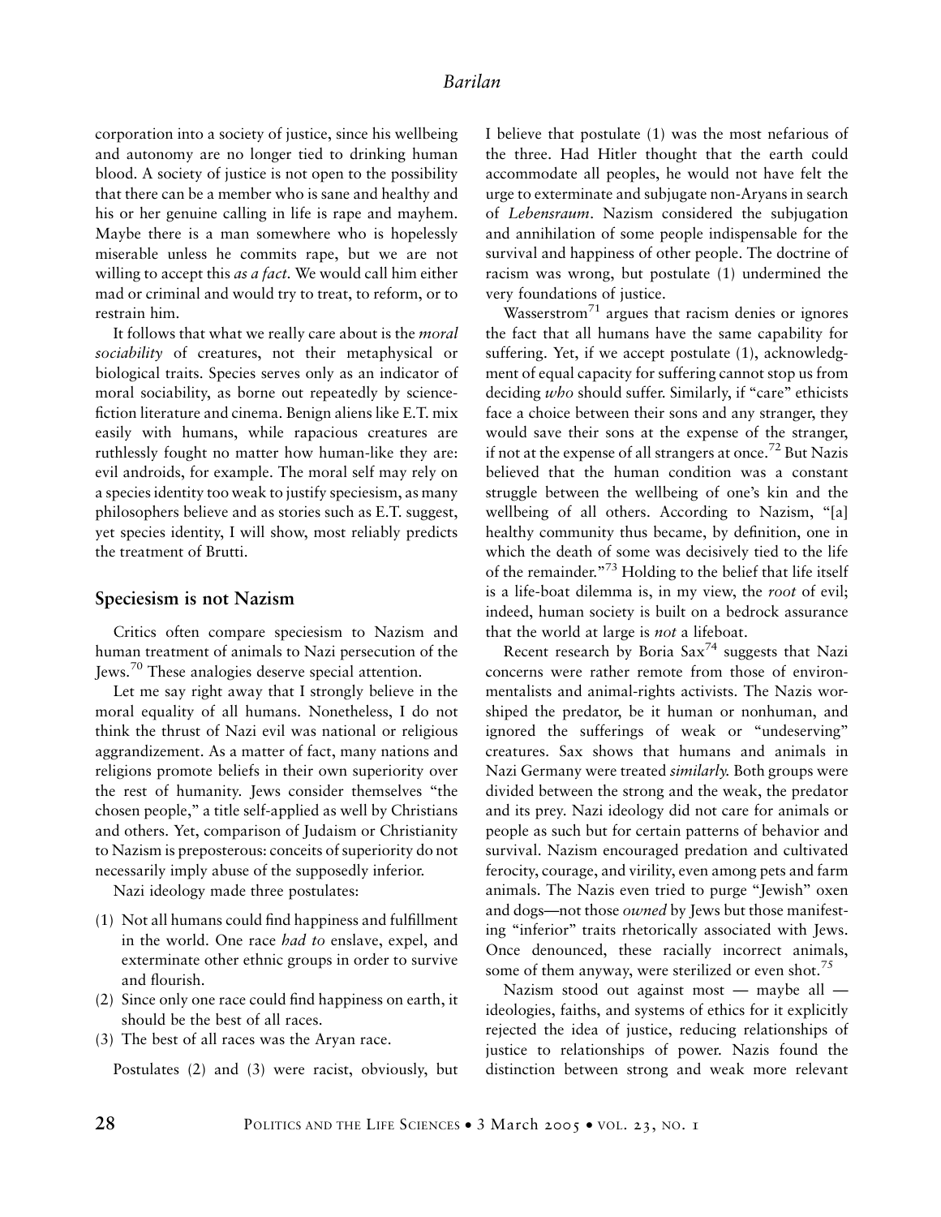corporation into a society of justice, since his wellbeing and autonomy are no longer tied to drinking human blood. A society of justice is not open to the possibility that there can be a member who is sane and healthy and his or her genuine calling in life is rape and mayhem. Maybe there is a man somewhere who is hopelessly miserable unless he commits rape, but we are not willing to accept this *as a fact*. We would call him either mad or criminal and would try to treat, to reform, or to restrain him.

It follows that what we really care about is the *moral sociability* of creatures, not their metaphysical or biological traits. Species serves only as an indicator of moral sociability, as borne out repeatedly by science-fiction literature and cinema. Benign aliens like E.T. mix easily with humans, while rapacious creatures are ruthlessly fought no matter how human-like they are: evil androids, for example. The moral self may rely on a species identity too weak to justify speciesism, as many philosophers believe and as stories such as E.T. suggest, yet species identity, I will show, most reliably predicts the treatment of Brutti.

## Speciesism is not Nazism

Critics often compare speciesism to Nazism and human treatment of animals to Nazi persecution of the Jews.[70] These analogies deserve special attention.

Let me say right away that I strongly believe in the moral equality of all humans. Nonetheless, I do not think the thrust of Nazi evil was national or religious aggrandizement. As a matter of fact, many nations and religions promote beliefs in their own superiority over the rest of humanity. Jews consider themselves "the chosen people," a title self-applied as well by Christians and others. Yet, comparison of Judaism or Christianity to Nazism is preposterous: conceits of superiority do not necessarily imply abuse of the supposedly inferior.

Nazi ideology made three postulates:

(1) Not all humans could find happiness and fulfillment in the world. One race *had to* enslave, expel, and exterminate other ethnic groups in order to survive and flourish.
(2) Since only one race could find happiness on earth, it should be the best of all races.
(3) The best of all races was the Aryan race.

Postulates (2) and (3) were racist, obviously, but I believe that postulate (1) was the most nefarious of the three. Had Hitler thought that the earth could accommodate all peoples, he would not have felt the urge to exterminate and subjugate non-Aryans in search of *Lebensraum*. Nazism considered the subjugation and annihilation of some people indispensable for the survival and happiness of other people. The doctrine of racism was wrong, but postulate (1) undermined the very foundations of justice.

Wasserstrom[71] argues that racism denies or ignores the fact that all humans have the same capability for suffering. Yet, if we accept postulate (1), acknowledgment of equal capacity for suffering cannot stop us from deciding *who* should suffer. Similarly, if "care" ethicists face a choice between their sons and any stranger, they would save their sons at the expense of the stranger, if not at the expense of all strangers at once.[72] But Nazis believed that the human condition was a constant struggle between the wellbeing of one's kin and the wellbeing of all others. According to Nazism, "[a] healthy community thus became, by definition, one in which the death of some was decisively tied to the life of the remainder."[73] Holding to the belief that life itself is a life-boat dilemma is, in my view, the *root* of evil; indeed, human society is built on a bedrock assurance that the world at large is *not* a lifeboat.

Recent research by Boria Sax[74] suggests that Nazi concerns were rather remote from those of environmentalists and animal-rights activists. The Nazis worshiped the predator, be it human or nonhuman, and ignored the sufferings of weak or "undeserving" creatures. Sax shows that humans and animals in Nazi Germany were treated *similarly*. Both groups were divided between the strong and the weak, the predator and its prey. Nazi ideology did not care for animals or people as such but for certain patterns of behavior and survival. Nazism encouraged predation and cultivated ferocity, courage, and virility, even among pets and farm animals. The Nazis even tried to purge "Jewish" oxen and dogs—not those *owned* by Jews but those manifesting "inferior" traits rhetorically associated with Jews. Once denounced, these racially incorrect animals, some of them anyway, were sterilized or even shot.[75]

Nazism stood out against most — maybe all — ideologies, faiths, and systems of ethics for it explicitly rejected the idea of justice, reducing relationships of justice to relationships of power. Nazis found the distinction between strong and weak more relevant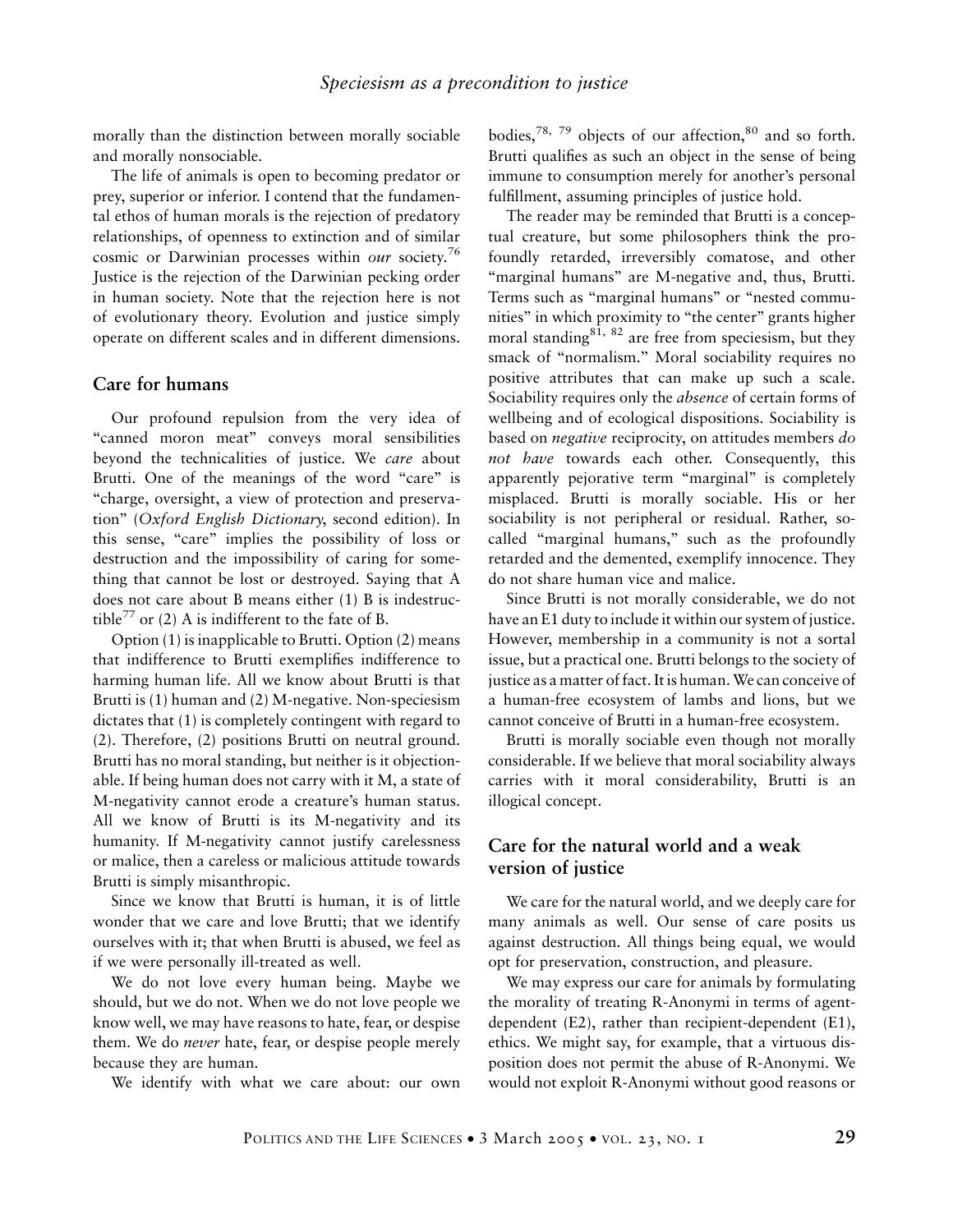morally than the distinction between morally sociable and morally nonsociable.

The life of animals is open to becoming predator or prey, superior or inferior. I contend that the fundamental ethos of human morals is the rejection of predatory relationships, of openness to extinction and of similar cosmic or Darwinian processes within *our* society.[76] Justice is the rejection of the Darwinian pecking order in human society. Note that the rejection here is not of evolutionary theory. Evolution and justice simply operate on different scales and in different dimensions.

## Care for humans

Our profound repulsion from the very idea of "canned moron meat" conveys moral sensibilities beyond the technicalities of justice. We *care* about Brutti. One of the meanings of the word "care" is "charge, oversight, a view of protection and preservation" (*Oxford English Dictionary*, second edition). In this sense, "care" implies the possibility of loss or destruction and the impossibility of caring for something that cannot be lost or destroyed. Saying that A does not care about B means either (1) B is indestructible[77] or (2) A is indifferent to the fate of B.

Option (1) is inapplicable to Brutti. Option (2) means that indifference to Brutti exemplifies indifference to harming human life. All we know about Brutti is that Brutti is (1) human and (2) M-negative. Non-speciesism dictates that (1) is completely contingent with regard to (2). Therefore, (2) positions Brutti on neutral ground. Brutti has no moral standing, but neither is it objectionable. If being human does not carry with it M, a state of M-negativity cannot erode a creature's human status. All we know of Brutti is its M-negativity and its humanity. If M-negativity cannot justify carelessness or malice, then a careless or malicious attitude towards Brutti is simply misanthropic.

Since we know that Brutti is human, it is of little wonder that we care and love Brutti; that we identify ourselves with it; that when Brutti is abused, we feel as if we were personally ill-treated as well.

We do not love every human being. Maybe we should, but we do not. When we do not love people we know well, we may have reasons to hate, fear, or despise them. We do *never* hate, fear, or despise people merely because they are human.

We identify with what we care about: our own bodies,[78, 79] objects of our affection,[80] and so forth. Brutti qualifies as such an object in the sense of being immune to consumption merely for another's personal fulfillment, assuming principles of justice hold.

The reader may be reminded that Brutti is a conceptual creature, but some philosophers think the profoundly retarded, irreversibly comatose, and other "marginal humans" are M-negative and, thus, Brutti. Terms such as "marginal humans" or "nested communities" in which proximity to "the center" grants higher moral standing[81, 82] are free from speciesism, but they smack of "normalism." Moral sociability requires no positive attributes that can make up such a scale. Sociability requires only the *absence* of certain forms of wellbeing and of ecological dispositions. Sociability is based on *negative* reciprocity, on attitudes members *do not have* towards each other. Consequently, this apparently pejorative term "marginal" is completely misplaced. Brutti is morally sociable. His or her sociability is not peripheral or residual. Rather, so-called "marginal humans," such as the profoundly retarded and the demented, exemplify innocence. They do not share human vice and malice.

Since Brutti is not morally considerable, we do not have an E1 duty to include it within our system of justice. However, membership in a community is not a sortal issue, but a practical one. Brutti belongs to the society of justice as a matter of fact. It is human. We can conceive of a human-free ecosystem of lambs and lions, but we cannot conceive of Brutti in a human-free ecosystem.

Brutti is morally sociable even though not morally considerable. If we believe that moral sociability always carries with it moral considerability, Brutti is an illogical concept.

## Care for the natural world and a weak version of justice

We care for the natural world, and we deeply care for many animals as well. Our sense of care posits us against destruction. All things being equal, we would opt for preservation, construction, and pleasure.

We may express our care for animals by formulating the morality of treating R-Anonymi in terms of agent-dependent (E2), rather than recipient-dependent (E1), ethics. We might say, for example, that a virtuous disposition does not permit the abuse of R-Anonymi. We would not exploit R-Anonymi without good reasons or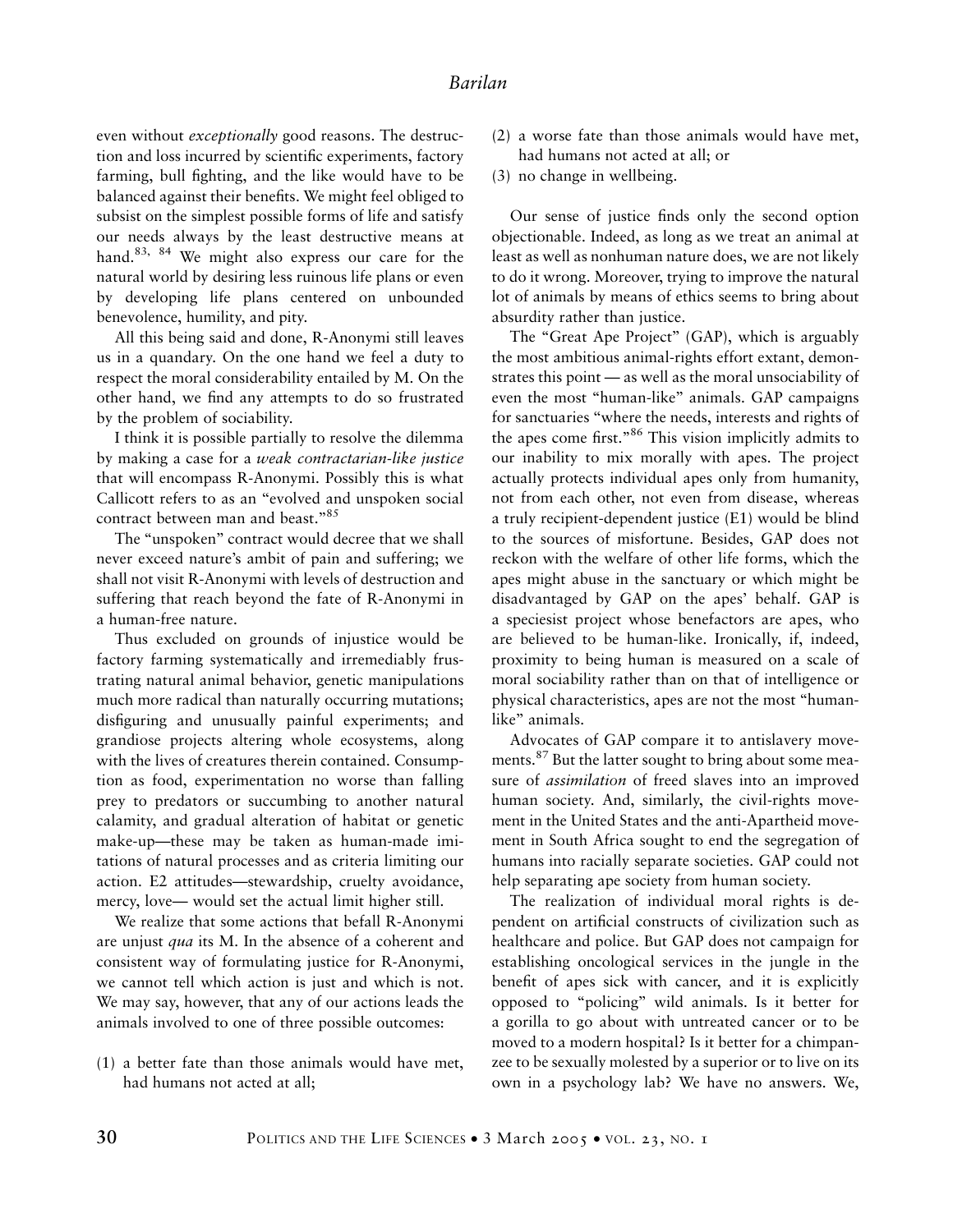even without *exceptionally* good reasons. The destruction and loss incurred by scientific experiments, factory farming, bull fighting, and the like would have to be balanced against their benefits. We might feel obliged to subsist on the simplest possible forms of life and satisfy our needs always by the least destructive means at hand.[83, 84] We might also express our care for the natural world by desiring less ruinous life plans or even by developing life plans centered on unbounded benevolence, humility, and pity.

All this being said and done, R-Anonymi still leaves us in a quandary. On the one hand we feel a duty to respect the moral considerability entailed by M. On the other hand, we find any attempts to do so frustrated by the problem of sociability.

I think it is possible partially to resolve the dilemma by making a case for a *weak contractarian-like justice* that will encompass R-Anonymi. Possibly this is what Callicott refers to as an "evolved and unspoken social contract between man and beast."[85]

The "unspoken" contract would decree that we shall never exceed nature's ambit of pain and suffering; we shall not visit R-Anonymi with levels of destruction and suffering that reach beyond the fate of R-Anonymi in a human-free nature.

Thus excluded on grounds of injustice would be factory farming systematically and irremediably frustrating natural animal behavior, genetic manipulations much more radical than naturally occurring mutations; disfiguring and unusually painful experiments; and grandiose projects altering whole ecosystems, along with the lives of creatures therein contained. Consumption as food, experimentation no worse than falling prey to predators or succumbing to another natural calamity, and gradual alteration of habitat or genetic make-up—these may be taken as human-made imitations of natural processes and as criteria limiting our action. E2 attitudes—stewardship, cruelty avoidance, mercy, love— would set the actual limit higher still.

We realize that some actions that befall R-Anonymi are unjust *qua* its M. In the absence of a coherent and consistent way of formulating justice for R-Anonymi, we cannot tell which action is just and which is not. We may say, however, that any of our actions leads the animals involved to one of three possible outcomes:

(1) a better fate than those animals would have met, had humans not acted at all;
(2) a worse fate than those animals would have met, had humans not acted at all; or
(3) no change in wellbeing.

Our sense of justice finds only the second option objectionable. Indeed, as long as we treat an animal at least as well as nonhuman nature does, we are not likely to do it wrong. Moreover, trying to improve the natural lot of animals by means of ethics seems to bring about absurdity rather than justice.

The "Great Ape Project" (GAP), which is arguably the most ambitious animal-rights effort extant, demonstrates this point — as well as the moral unsociability of even the most "human-like" animals. GAP campaigns for sanctuaries "where the needs, interests and rights of the apes come first."[86] This vision implicitly admits to our inability to mix morally with apes. The project actually protects individual apes only from humanity, not from each other, not even from disease, whereas a truly recipient-dependent justice (E1) would be blind to the sources of misfortune. Besides, GAP does not reckon with the welfare of other life forms, which the apes might abuse in the sanctuary or which might be disadvantaged by GAP on the apes' behalf. GAP is a speciesist project whose benefactors are apes, who are believed to be human-like. Ironically, if, indeed, proximity to being human is measured on a scale of moral sociability rather than on that of intelligence or physical characteristics, apes are not the most "human-like" animals.

Advocates of GAP compare it to antislavery movements.[87] But the latter sought to bring about some measure of *assimilation* of freed slaves into an improved human society. And, similarly, the civil-rights movement in the United States and the anti-Apartheid movement in South Africa sought to end the segregation of humans into racially separate societies. GAP could not help separating ape society from human society.

The realization of individual moral rights is dependent on artificial constructs of civilization such as healthcare and police. But GAP does not campaign for establishing oncological services in the jungle in the benefit of apes sick with cancer, and it is explicitly opposed to "policing" wild animals. Is it better for a gorilla to go about with untreated cancer or to be moved to a modern hospital? Is it better for a chimpanzee to be sexually molested by a superior or to live on its own in a psychology lab? We have no answers. We,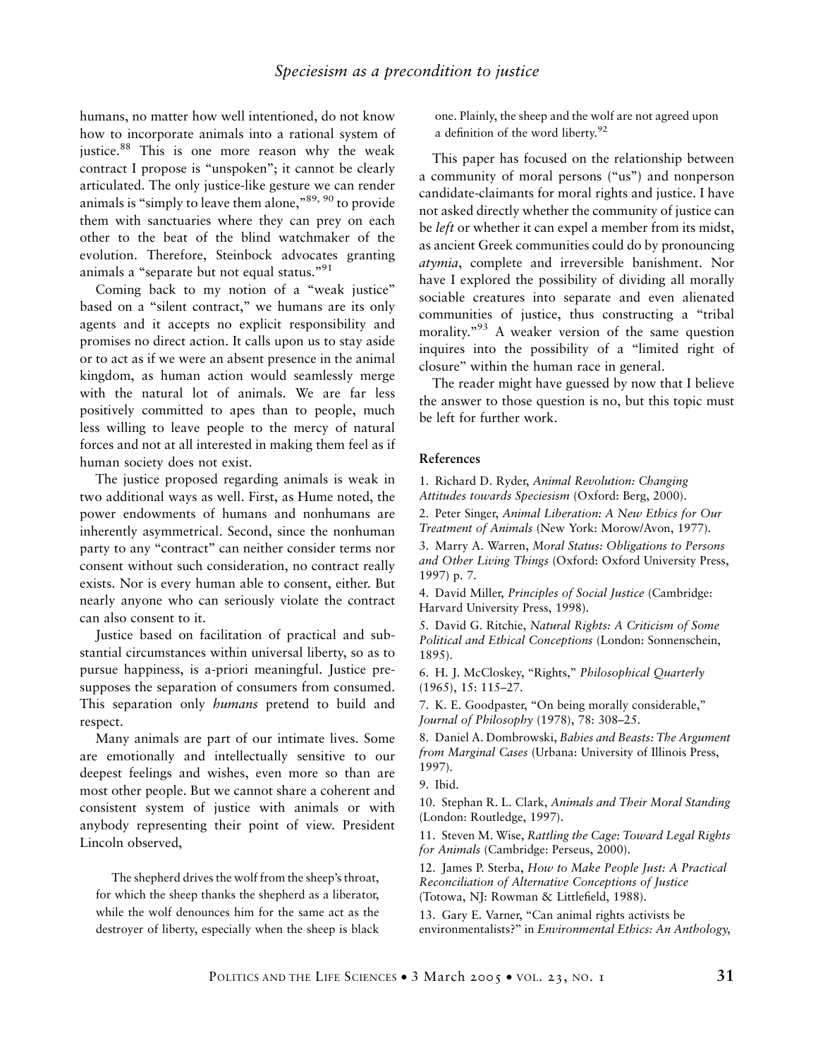humans, no matter how well intentioned, do not know how to incorporate animals into a rational system of justice.[88] This is one more reason why the weak contract I propose is "unspoken"; it cannot be clearly articulated. The only justice-like gesture we can render animals is "simply to leave them alone,"[89, 90] to provide them with sanctuaries where they can prey on each other to the beat of the blind watchmaker of the evolution. Therefore, Steinbock advocates granting animals a "separate but not equal status."[91]

Coming back to my notion of a "weak justice" based on a "silent contract," we humans are its only agents and it accepts no explicit responsibility and promises no direct action. It calls upon us to stay aside or to act as if we were an absent presence in the animal kingdom, as human action would seamlessly merge with the natural lot of animals. We are far less positively committed to apes than to people, much less willing to leave people to the mercy of natural forces and not at all interested in making them feel as if human society does not exist.

The justice proposed regarding animals is weak in two additional ways as well. First, as Hume noted, the power endowments of humans and nonhumans are inherently asymmetrical. Second, since the nonhuman party to any "contract" can neither consider terms nor consent without such consideration, no contract really exists. Nor is every human able to consent, either. But nearly anyone who can seriously violate the contract can also consent to it.

Justice based on facilitation of practical and substantial circumstances within universal liberty, so as to pursue happiness, is a-priori meaningful. Justice presupposes the separation of consumers from consumed. This separation only *humans* pretend to build and respect.

Many animals are part of our intimate lives. Some are emotionally and intellectually sensitive to our deepest feelings and wishes, even more so than are most other people. But we cannot share a coherent and consistent system of justice with animals or with anybody representing their point of view. President Lincoln observed,

> The shepherd drives the wolf from the sheep's throat, for which the sheep thanks the shepherd as a liberator, while the wolf denounces him for the same act as the destroyer of liberty, especially when the sheep is black one. Plainly, the sheep and the wolf are not agreed upon a definition of the word liberty.[92]

This paper has focused on the relationship between a community of moral persons ("us") and nonperson candidate-claimants for moral rights and justice. I have not asked directly whether the community of justice can be *left* or whether it can expel a member from its midst, as ancient Greek communities could do by pronouncing *atymia*, complete and irreversible banishment. Nor have I explored the possibility of dividing all morally sociable creatures into separate and even alienated communities of justice, thus constructing a "tribal morality."[93] A weaker version of the same question inquires into the possibility of a "limited right of closure" within the human race in general.

The reader might have guessed by now that I believe the answer to those question is no, but this topic must be left for further work.

### References

1. Richard D. Ryder, *Animal Revolution: Changing Attitudes towards Speciesism* (Oxford: Berg, 2000).

2. Peter Singer, *Animal Liberation: A New Ethics for Our Treatment of Animals* (New York: Morow/Avon, 1977).

3. Marry A. Warren, *Moral Status: Obligations to Persons and Other Living Things* (Oxford: Oxford University Press, 1997) p. 7.

4. David Miller, *Principles of Social Justice* (Cambridge: Harvard University Press, 1998).

5. David G. Ritchie, *Natural Rights: A Criticism of Some Political and Ethical Conceptions* (London: Sonnenschein, 1895).

6. H. J. McCloskey, "Rights," *Philosophical Quarterly* (1965), 15: 115–27.

7. K. E. Goodpaster, "On being morally considerable," *Journal of Philosophy* (1978), 78: 308–25.

8. Daniel A. Dombrowski, *Babies and Beasts: The Argument from Marginal Cases* (Urbana: University of Illinois Press, 1997).

9. Ibid.

10. Stephan R. L. Clark, *Animals and Their Moral Standing* (London: Routledge, 1997).

11. Steven M. Wise, *Rattling the Cage: Toward Legal Rights for Animals* (Cambridge: Perseus, 2000).

12. James P. Sterba, *How to Make People Just: A Practical Reconciliation of Alternative Conceptions of Justice* (Totowa, NJ: Rowman & Littlefield, 1988).

13. Gary E. Varner, "Can animal rights activists be environmentalists?" in *Environmental Ethics: An Anthology*,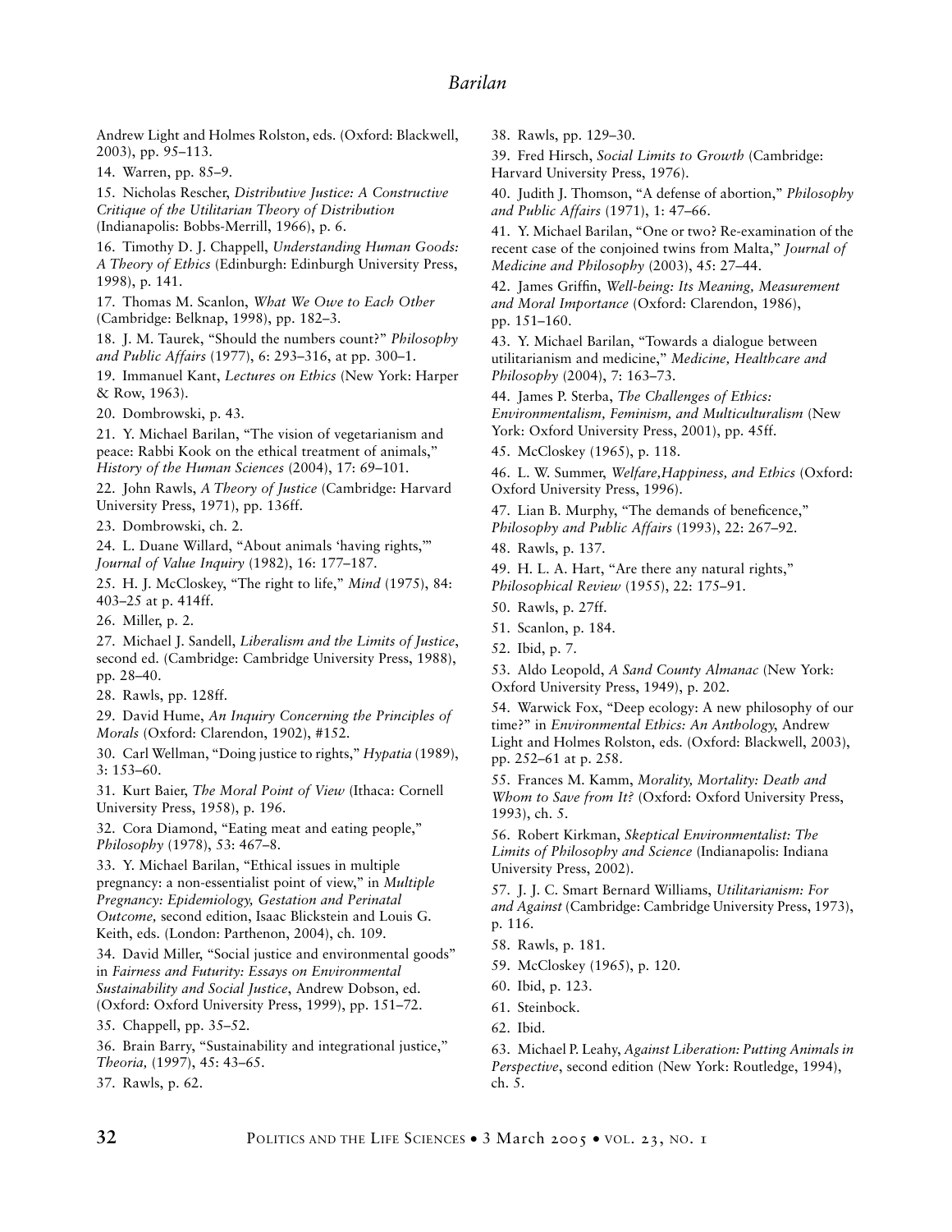Andrew Light and Holmes Rolston, eds. (Oxford: Blackwell, 2003), pp. 95–113.

14. Warren, pp. 85–9.

15. Nicholas Rescher, *Distributive Justice: A Constructive Critique of the Utilitarian Theory of Distribution* (Indianapolis: Bobbs-Merrill, 1966), p. 6.

16. Timothy D. J. Chappell, *Understanding Human Goods: A Theory of Ethics* (Edinburgh: Edinburgh University Press, 1998), p. 141.

17. Thomas M. Scanlon, *What We Owe to Each Other* (Cambridge: Belknap, 1998), pp. 182–3.

18. J. M. Taurek, "Should the numbers count?" *Philosophy and Public Affairs* (1977), 6: 293–316, at pp. 300–1.

19. Immanuel Kant, *Lectures on Ethics* (New York: Harper & Row, 1963).

20. Dombrowski, p. 43.

21. Y. Michael Barilan, "The vision of vegetarianism and peace: Rabbi Kook on the ethical treatment of animals," *History of the Human Sciences* (2004), 17: 69–101.

22. John Rawls, *A Theory of Justice* (Cambridge: Harvard University Press, 1971), pp. 136ff.

23. Dombrowski, ch. 2.

24. L. Duane Willard, "About animals 'having rights,'" *Journal of Value Inquiry* (1982), 16: 177–187.

25. H. J. McCloskey, "The right to life," *Mind* (1975), 84: 403–25 at p. 414ff.

26. Miller, p. 2.

27. Michael J. Sandell, *Liberalism and the Limits of Justice*, second ed. (Cambridge: Cambridge University Press, 1988), pp. 28–40.

28. Rawls, pp. 128ff.

29. David Hume, *An Inquiry Concerning the Principles of Morals* (Oxford: Clarendon, 1902), #152.

30. Carl Wellman, "Doing justice to rights," *Hypatia* (1989), 3: 153–60.

31. Kurt Baier, *The Moral Point of View* (Ithaca: Cornell University Press, 1958), p. 196.

32. Cora Diamond, "Eating meat and eating people," *Philosophy* (1978), 53: 467–8.

33. Y. Michael Barilan, "Ethical issues in multiple pregnancy: a non-essentialist point of view," in *Multiple Pregnancy: Epidemiology, Gestation and Perinatal Outcome,* second edition, Isaac Blickstein and Louis G. Keith, eds. (London: Parthenon, 2004), ch. 109.

34. David Miller, "Social justice and environmental goods" in *Fairness and Futurity: Essays on Environmental Sustainability and Social Justice*, Andrew Dobson, ed. (Oxford: Oxford University Press, 1999), pp. 151–72.

35. Chappell, pp. 35–52.

36. Brain Barry, "Sustainability and integrational justice," *Theoria,* (1997), 45: 43–65.

37. Rawls, p. 62.

38. Rawls, pp. 129–30.

39. Fred Hirsch, *Social Limits to Growth* (Cambridge: Harvard University Press, 1976).

40. Judith J. Thomson, "A defense of abortion," *Philosophy and Public Affairs* (1971), 1: 47–66.

41. Y. Michael Barilan, "One or two? Re-examination of the recent case of the conjoined twins from Malta," *Journal of Medicine and Philosophy* (2003), 45: 27–44.

42. James Griffin, *Well-being: Its Meaning, Measurement and Moral Importance* (Oxford: Clarendon, 1986), pp. 151–160.

43. Y. Michael Barilan, "Towards a dialogue between utilitarianism and medicine," *Medicine, Healthcare and Philosophy* (2004), 7: 163–73.

44. James P. Sterba, *The Challenges of Ethics: Environmentalism, Feminism, and Multiculturalism* (New York: Oxford University Press, 2001), pp. 45ff.

45. McCloskey (1965), p. 118.

46. L. W. Summer, *Welfare,Happiness, and Ethics* (Oxford: Oxford University Press, 1996).

47. Lian B. Murphy, "The demands of beneficence," *Philosophy and Public Affairs* (1993), 22: 267–92.

48. Rawls, p. 137.

49. H. L. A. Hart, "Are there any natural rights," *Philosophical Review* (1955), 22: 175–91.

50. Rawls, p. 27ff.

51. Scanlon, p. 184.

52. Ibid, p. 7.

53. Aldo Leopold, *A Sand County Almanac* (New York: Oxford University Press, 1949), p. 202.

54. Warwick Fox, "Deep ecology: A new philosophy of our time?" in *Environmental Ethics: An Anthology*, Andrew Light and Holmes Rolston, eds. (Oxford: Blackwell, 2003), pp. 252–61 at p. 258.

55. Frances M. Kamm, *Morality, Mortality: Death and Whom to Save from It?* (Oxford: Oxford University Press, 1993), ch. 5.

56. Robert Kirkman, *Skeptical Environmentalist: The Limits of Philosophy and Science* (Indianapolis: Indiana University Press, 2002).

57. J. J. C. Smart Bernard Williams, *Utilitarianism: For and Against* (Cambridge: Cambridge University Press, 1973), p. 116.

58. Rawls, p. 181.

59. McCloskey (1965), p. 120.

60. Ibid, p. 123.

61. Steinbock.

62. Ibid.

63. Michael P. Leahy, *Against Liberation: Putting Animals in Perspective*, second edition (New York: Routledge, 1994), ch. 5.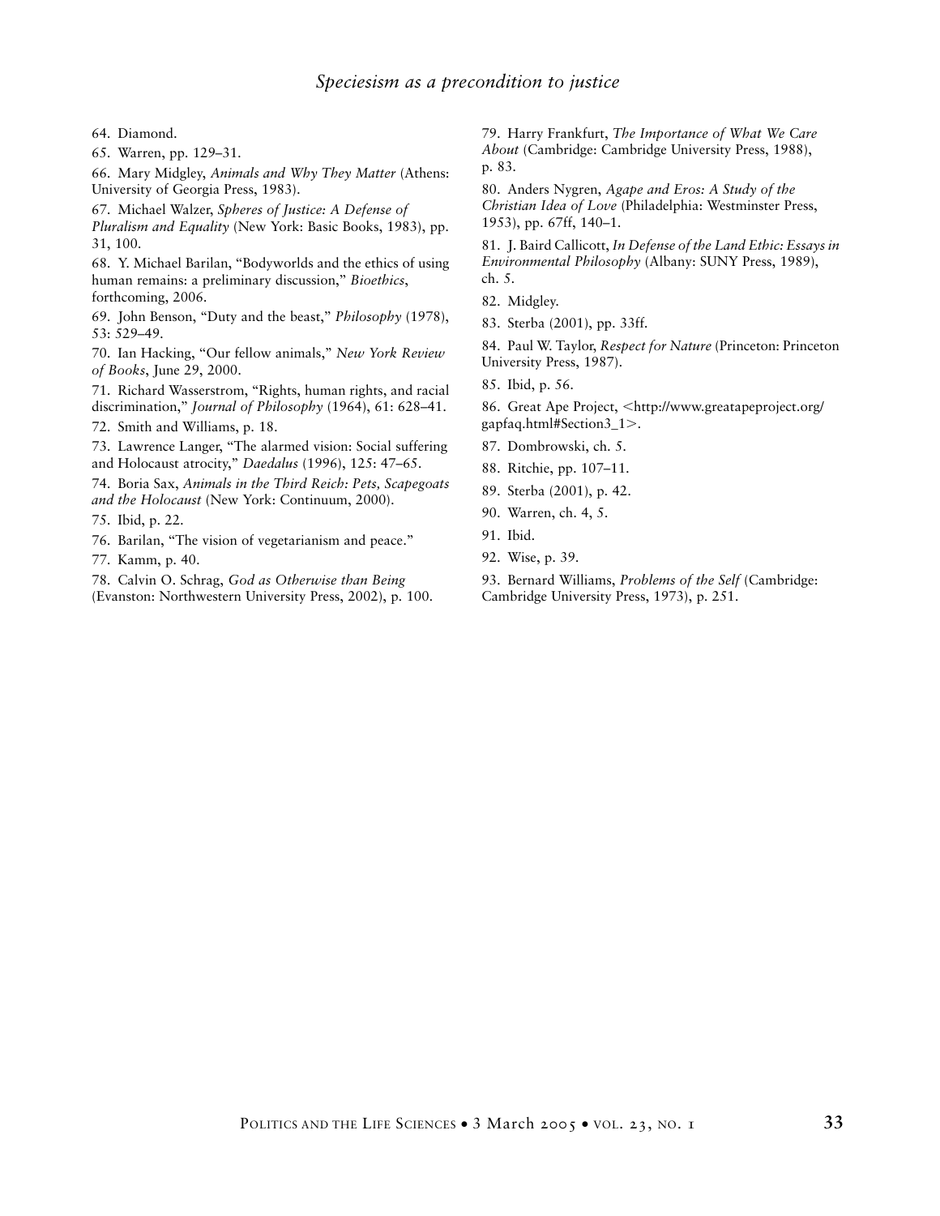64. Diamond.

65. Warren, pp. 129–31.

66. Mary Midgley, *Animals and Why They Matter* (Athens: University of Georgia Press, 1983).

67. Michael Walzer, *Spheres of Justice: A Defense of Pluralism and Equality* (New York: Basic Books, 1983), pp. 31, 100.

68. Y. Michael Barilan, "Bodyworlds and the ethics of using human remains: a preliminary discussion," *Bioethics*, forthcoming, 2006.

69. John Benson, "Duty and the beast," *Philosophy* (1978), 53: 529–49.

70. Ian Hacking, "Our fellow animals," *New York Review of Books*, June 29, 2000.

71. Richard Wasserstrom, "Rights, human rights, and racial discrimination," *Journal of Philosophy* (1964), 61: 628–41.

72. Smith and Williams, p. 18.

73. Lawrence Langer, "The alarmed vision: Social suffering and Holocaust atrocity," *Daedalus* (1996), 125: 47–65.

74. Boria Sax, *Animals in the Third Reich: Pets, Scapegoats and the Holocaust* (New York: Continuum, 2000).

75. Ibid, p. 22.

76. Barilan, "The vision of vegetarianism and peace."

77. Kamm, p. 40.

78. Calvin O. Schrag, *God as Otherwise than Being* (Evanston: Northwestern University Press, 2002), p. 100.

79. Harry Frankfurt, *The Importance of What We Care About* (Cambridge: Cambridge University Press, 1988), p. 83.

80. Anders Nygren, *Agape and Eros: A Study of the Christian Idea of Love* (Philadelphia: Westminster Press, 1953), pp. 67ff, 140–1.

81. J. Baird Callicott, *In Defense of the Land Ethic: Essays in Environmental Philosophy* (Albany: SUNY Press, 1989), ch. 5.

82. Midgley.

83. Sterba (2001), pp. 33ff.

84. Paul W. Taylor, *Respect for Nature* (Princeton: Princeton University Press, 1987).

85. Ibid, p. 56.

86. Great Ape Project, <http://www.greatapeproject.org/gapfaq.html#Section3_1>.

87. Dombrowski, ch. 5.

88. Ritchie, pp. 107–11.

89. Sterba (2001), p. 42.

90. Warren, ch. 4, 5.

91. Ibid.

92. Wise, p. 39.

93. Bernard Williams, *Problems of the Self* (Cambridge: Cambridge University Press, 1973), p. 251.